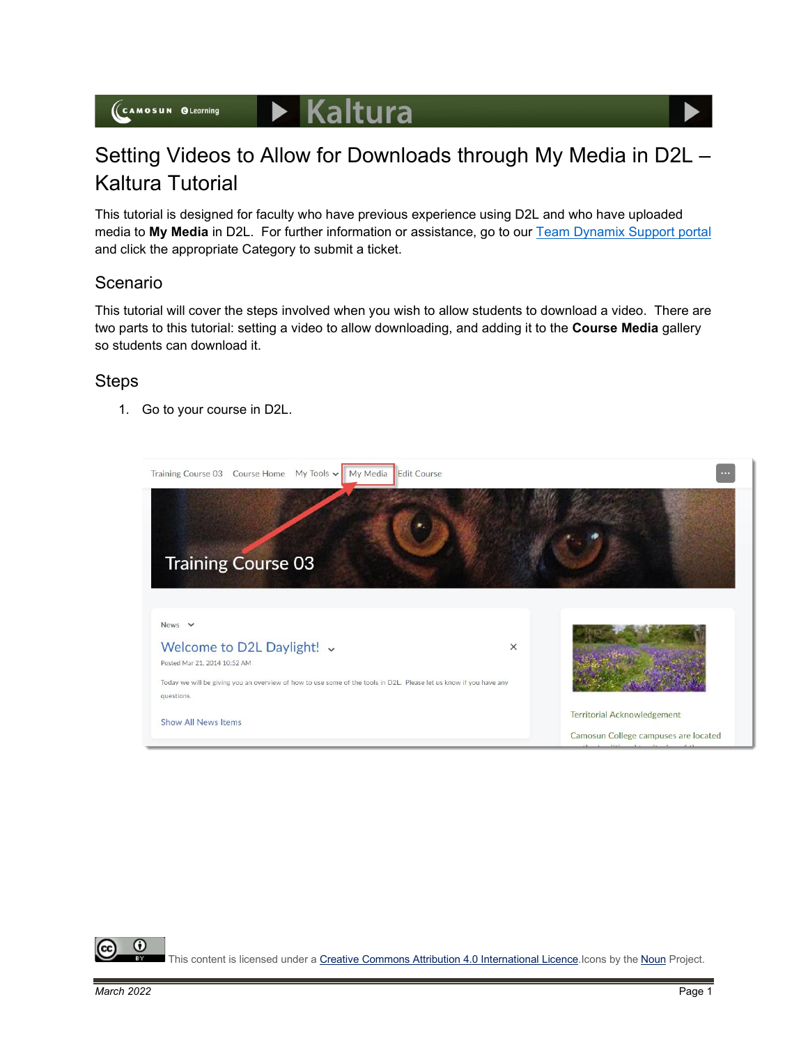# Setting Videos to Allow for Downloads through My Media in D2L – Kaltura Tutorial

This tutorial is designed for faculty who have previous experience using D2L and who have uploaded media to **My Media** in D2L. For further information or assistance, go to our Team Dynamix Support portal and click the appropriate Category to submit a ticket.

## Scenario

This tutorial will cover the steps involved when you wish to allow students to download a video. There are two parts to this tutorial: setting a video to allow downloading, and adding it to the **Course Media** gallery so students can download it.

## Steps

1. Go to your course in D2L.

This content is licensed under a Creative Commons Attribution 4.0 International Licence. Icons by the Noun Project.

*March 2022*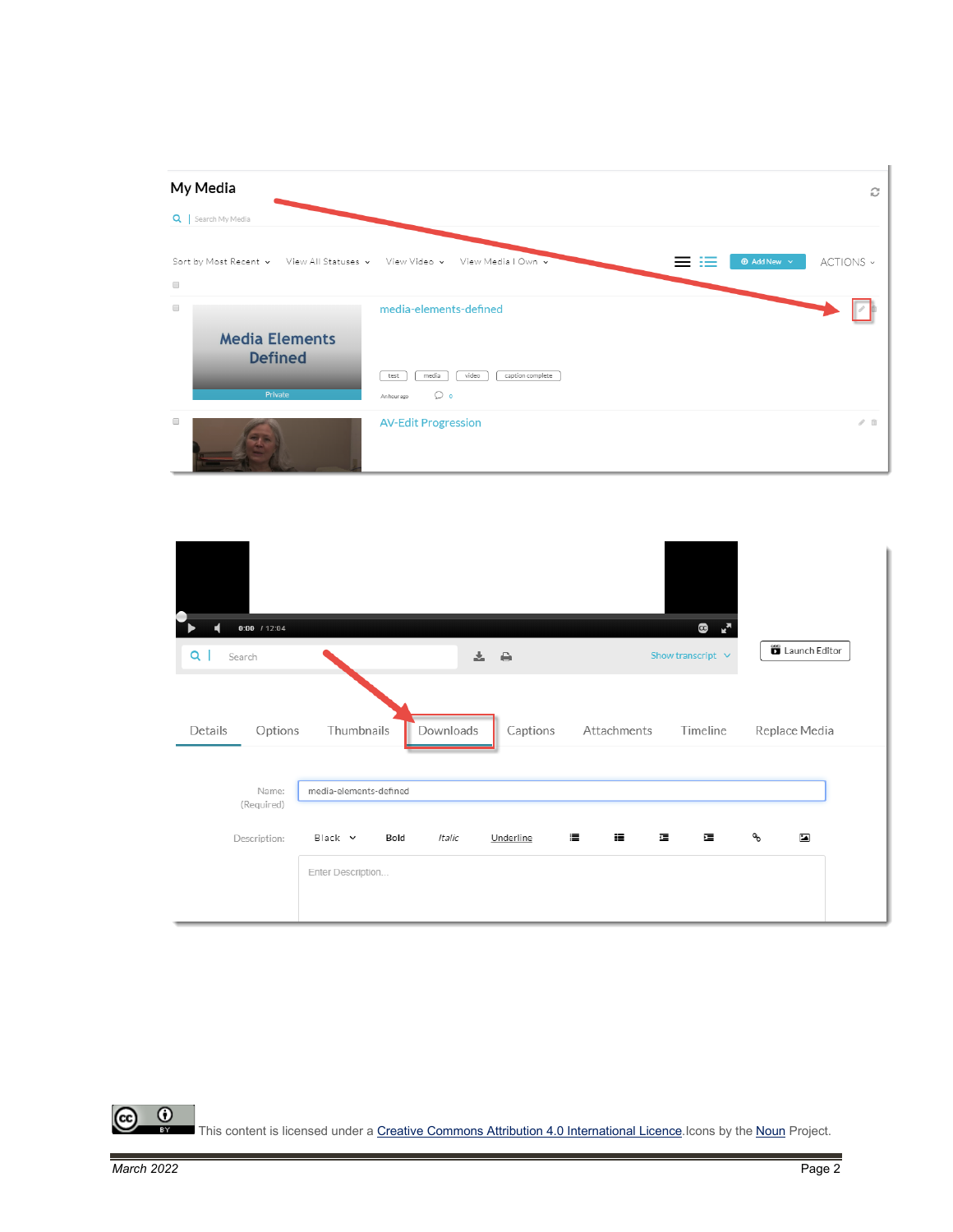This content is licensed under a [Creative Commons Attribution 4.0 International Licence](). Icons by the [Noun]() Project.

*March 2022*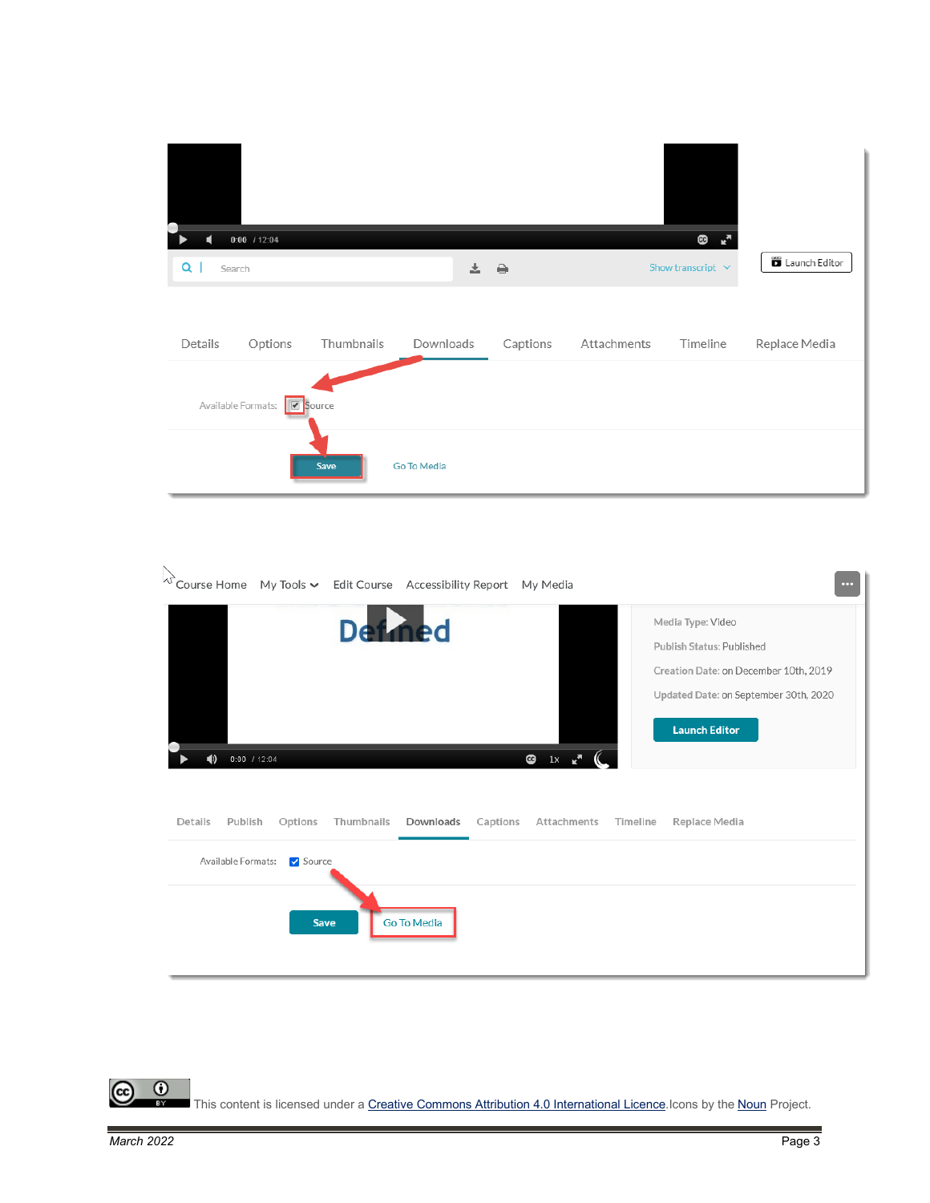0:00 / 12:04

Search

Show transcript

Launch Editor

Details Options Thumbnails Downloads Captions Attachments Timeline Replace Media

Available Formats: Source

Save Go To Media

Course Home My Tools Edit Course Accessibility Report My Media

Defined

0:00 / 12:04 1x

Media Type: Video

Publish Status: Published

Creation Date: on December 10th, 2019

Updated Date: on September 30th, 2020

Launch Editor

Details Publish Options Thumbnails Downloads Captions Attachments Timeline Replace Media

Available Formats: Source

Save Go To Media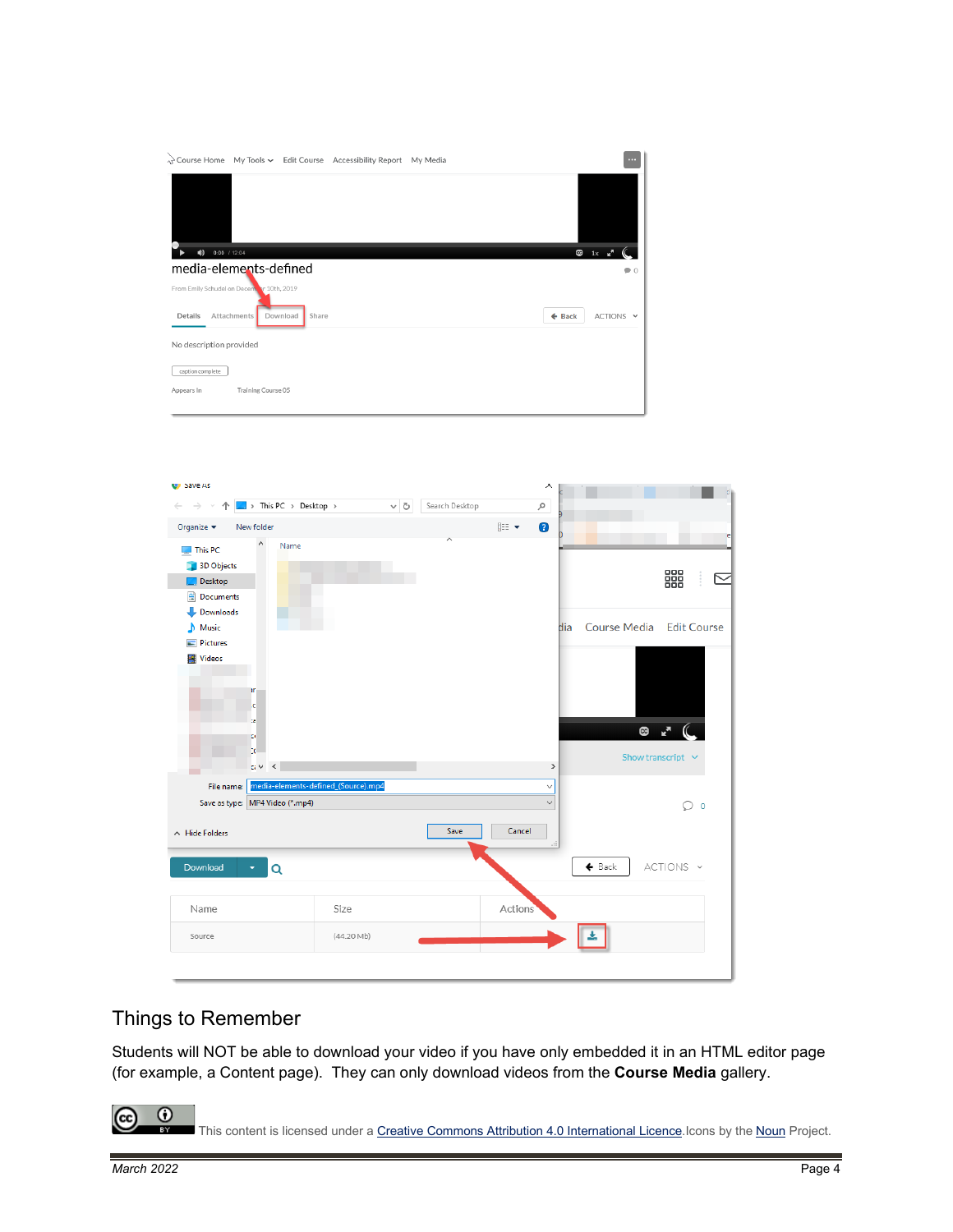## Things to Remember

Students will NOT be able to download your video if you have only embedded it in an HTML editor page (for example, a Content page). They can only download videos from the **Course Media** gallery.

This content is licensed under a Creative Commons Attribution 4.0 International Licence. Icons by the Noun Project.

March 2022